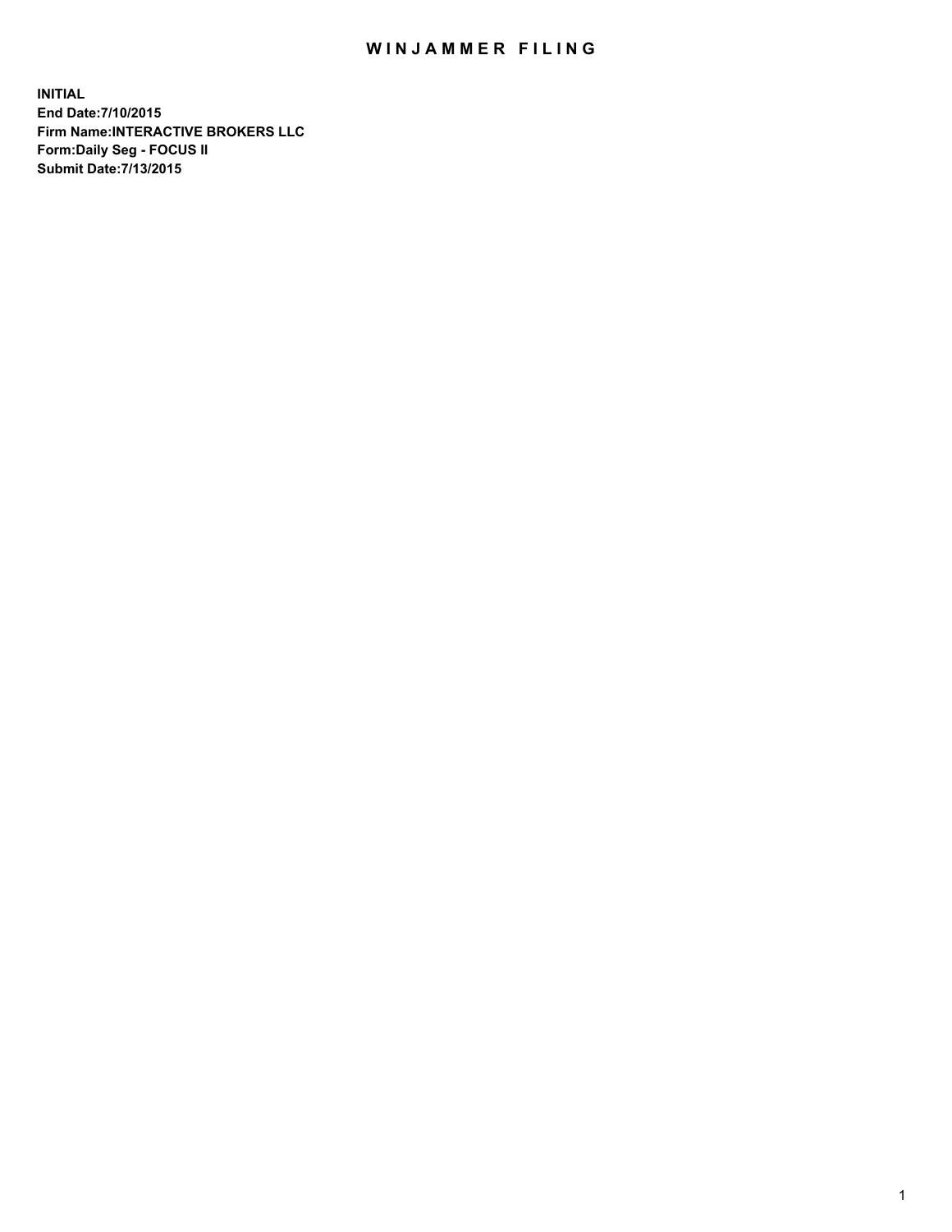# WINJAMMER FILING

**INITIAL**
**End Date:7/10/2015**
**Firm Name:INTERACTIVE BROKERS LLC**
**Form:Daily Seg - FOCUS II**
**Submit Date:7/13/2015**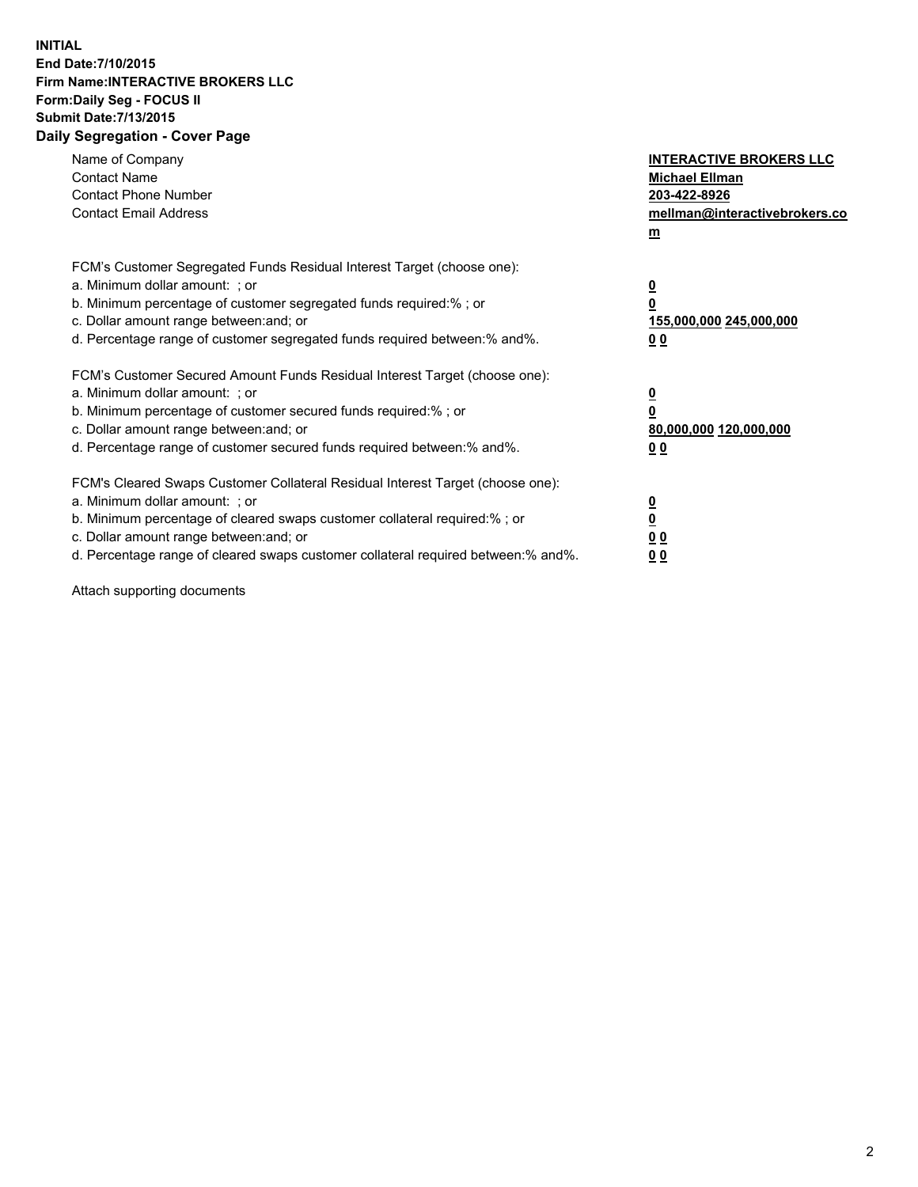**INITIAL**
**End Date:7/10/2015**
**Firm Name:INTERACTIVE BROKERS LLC**
**Form:Daily Seg - FOCUS II**
**Submit Date:7/13/2015**
**Daily Segregation - Cover Page**

| | |
|---|---|
| Name of Company | **INTERACTIVE BROKERS LLC** |
| Contact Name | **Michael Ellman** |
| Contact Phone Number | **203-422-8926** |
| Contact Email Address | **mellman@interactivebrokers.com** |

FCM's Customer Segregated Funds Residual Interest Target (choose one):

| | |
|---|---|
| a. Minimum dollar amount: ; or | **0** |
| b. Minimum percentage of customer segregated funds required:% ; or | **0** |
| c. Dollar amount range between:and; or | **155,000,000 245,000,000** |
| d. Percentage range of customer segregated funds required between:% and%. | **0 0** |

FCM's Customer Secured Amount Funds Residual Interest Target (choose one):

| | |
|---|---|
| a. Minimum dollar amount: ; or | **0** |
| b. Minimum percentage of customer secured funds required:% ; or | **0** |
| c. Dollar amount range between:and; or | **80,000,000 120,000,000** |
| d. Percentage range of customer secured funds required between:% and%. | **0 0** |

FCM's Cleared Swaps Customer Collateral Residual Interest Target (choose one):

| | |
|---|---|
| a. Minimum dollar amount: ; or | **0** |
| b. Minimum percentage of cleared swaps customer collateral required:% ; or | **0** |
| c. Dollar amount range between:and; or | **0 0** |
| d. Percentage range of cleared swaps customer collateral required between:% and%. | **0 0** |

Attach supporting documents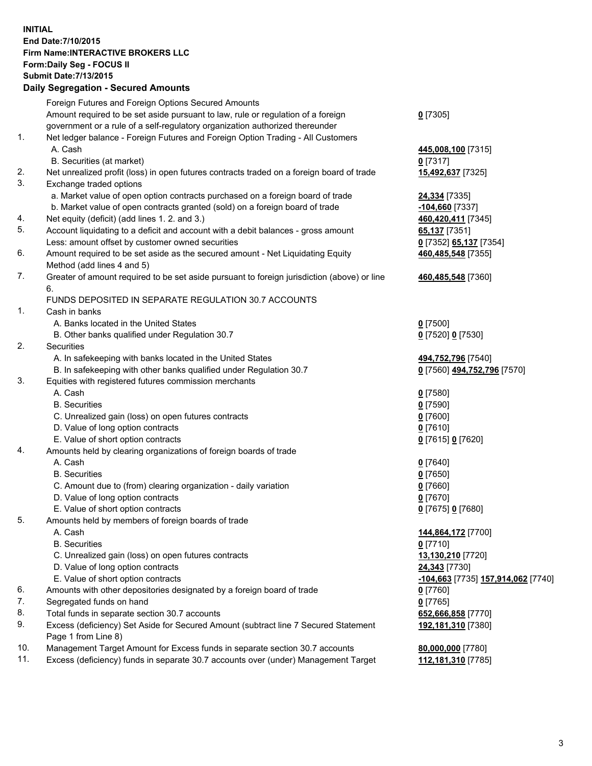**INITIAL**
**End Date:7/10/2015**
**Firm Name:INTERACTIVE BROKERS LLC**
**Form:Daily Seg - FOCUS II**
**Submit Date:7/13/2015**

## Daily Segregation - Secured Amounts

| | | |
|---|---|---|
| | Foreign Futures and Foreign Options Secured Amounts | |
| | Amount required to be set aside pursuant to law, rule or regulation of a foreign government or a rule of a self-regulatory organization authorized thereunder | **0** [7305] |
| 1. | Net ledger balance - Foreign Futures and Foreign Option Trading - All Customers | |
| | A. Cash | **445,008,100** [7315] |
| | B. Securities (at market) | **0** [7317] |
| 2. | Net unrealized profit (loss) in open futures contracts traded on a foreign board of trade | **15,492,637** [7325] |
| 3. | Exchange traded options | |
| | a. Market value of open option contracts purchased on a foreign board of trade | **24,334** [7335] |
| | b. Market value of open contracts granted (sold) on a foreign board of trade | **-104,660** [7337] |
| 4. | Net equity (deficit) (add lines 1. 2. and 3.) | **460,420,411** [7345] |
| 5. | Account liquidating to a deficit and account with a debit balances - gross amount | **65,137** [7351] |
| | Less: amount offset by customer owned securities | **0** [7352] **65,137** [7354] |
| 6. | Amount required to be set aside as the secured amount - Net Liquidating Equity Method (add lines 4 and 5) | **460,485,548** [7355] |
| 7. | Greater of amount required to be set aside pursuant to foreign jurisdiction (above) or line 6. | **460,485,548** [7360] |
| | FUNDS DEPOSITED IN SEPARATE REGULATION 30.7 ACCOUNTS | |
| 1. | Cash in banks | |
| | A. Banks located in the United States | **0** [7500] |
| | B. Other banks qualified under Regulation 30.7 | **0** [7520] **0** [7530] |
| 2. | Securities | |
| | A. In safekeeping with banks located in the United States | **494,752,796** [7540] |
| | B. In safekeeping with other banks qualified under Regulation 30.7 | **0** [7560] **494,752,796** [7570] |
| 3. | Equities with registered futures commission merchants | |
| | A. Cash | **0** [7580] |
| | B. Securities | **0** [7590] |
| | C. Unrealized gain (loss) on open futures contracts | **0** [7600] |
| | D. Value of long option contracts | **0** [7610] |
| | E. Value of short option contracts | **0** [7615] **0** [7620] |
| 4. | Amounts held by clearing organizations of foreign boards of trade | |
| | A. Cash | **0** [7640] |
| | B. Securities | **0** [7650] |
| | C. Amount due to (from) clearing organization - daily variation | **0** [7660] |
| | D. Value of long option contracts | **0** [7670] |
| | E. Value of short option contracts | **0** [7675] **0** [7680] |
| 5. | Amounts held by members of foreign boards of trade | |
| | A. Cash | **144,864,172** [7700] |
| | B. Securities | **0** [7710] |
| | C. Unrealized gain (loss) on open futures contracts | **13,130,210** [7720] |
| | D. Value of long option contracts | **24,343** [7730] |
| | E. Value of short option contracts | **-104,663** [7735] **157,914,062** [7740] |
| 6. | Amounts with other depositories designated by a foreign board of trade | **0** [7760] |
| 7. | Segregated funds on hand | **0** [7765] |
| 8. | Total funds in separate section 30.7 accounts | **652,666,858** [7770] |
| 9. | Excess (deficiency) Set Aside for Secured Amount (subtract line 7 Secured Statement Page 1 from Line 8) | **192,181,310** [7380] |
| 10. | Management Target Amount for Excess funds in separate section 30.7 accounts | **80,000,000** [7780] |
| 11. | Excess (deficiency) funds in separate 30.7 accounts over (under) Management Target | **112,181,310** [7785] |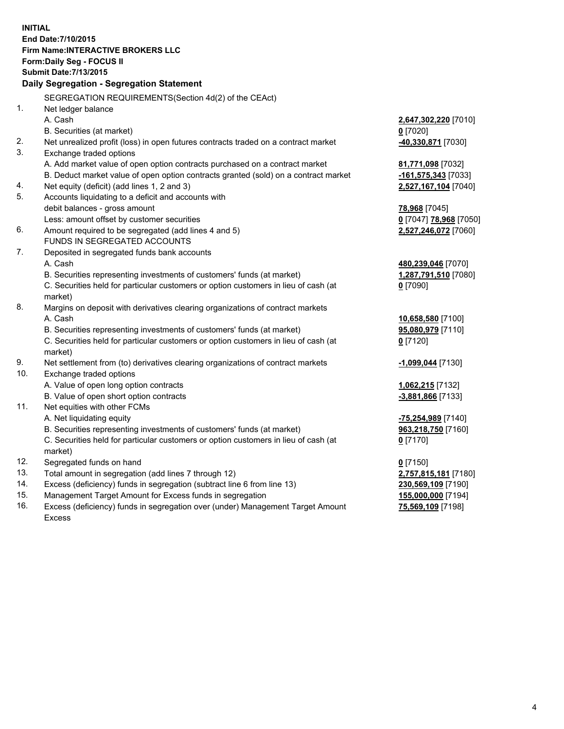**INITIAL**
**End Date:7/10/2015**
**Firm Name:INTERACTIVE BROKERS LLC**
**Form:Daily Seg - FOCUS II**
**Submit Date:7/13/2015**

## Daily Segregation - Segregation Statement

SEGREGATION REQUIREMENTS(Section 4d(2) of the CEAct)

| | | |
|---|---|---|
| 1. | Net ledger balance | |
| | A. Cash | **2,647,302,220** [7010] |
| | B. Securities (at market) | **0** [7020] |
| 2. | Net unrealized profit (loss) in open futures contracts traded on a contract market | **-40,330,871** [7030] |
| 3. | Exchange traded options | |
| | A. Add market value of open option contracts purchased on a contract market | **81,771,098** [7032] |
| | B. Deduct market value of open option contracts granted (sold) on a contract market | **-161,575,343** [7033] |
| 4. | Net equity (deficit) (add lines 1, 2 and 3) | **2,527,167,104** [7040] |
| 5. | Accounts liquidating to a deficit and accounts with | |
| | debit balances - gross amount | **78,968** [7045] |
| | Less: amount offset by customer securities | **0** [7047] **78,968** [7050] |
| 6. | Amount required to be segregated (add lines 4 and 5) | **2,527,246,072** [7060] |
| | FUNDS IN SEGREGATED ACCOUNTS | |
| 7. | Deposited in segregated funds bank accounts | |
| | A. Cash | **480,239,046** [7070] |
| | B. Securities representing investments of customers' funds (at market) | **1,287,791,510** [7080] |
| | C. Securities held for particular customers or option customers in lieu of cash (at market) | **0** [7090] |
| 8. | Margins on deposit with derivatives clearing organizations of contract markets | |
| | A. Cash | **10,658,580** [7100] |
| | B. Securities representing investments of customers' funds (at market) | **95,080,979** [7110] |
| | C. Securities held for particular customers or option customers in lieu of cash (at market) | **0** [7120] |
| 9. | Net settlement from (to) derivatives clearing organizations of contract markets | **-1,099,044** [7130] |
| 10. | Exchange traded options | |
| | A. Value of open long option contracts | **1,062,215** [7132] |
| | B. Value of open short option contracts | **-3,881,866** [7133] |
| 11. | Net equities with other FCMs | |
| | A. Net liquidating equity | **-75,254,989** [7140] |
| | B. Securities representing investments of customers' funds (at market) | **963,218,750** [7160] |
| | C. Securities held for particular customers or option customers in lieu of cash (at market) | **0** [7170] |
| 12. | Segregated funds on hand | **0** [7150] |
| 13. | Total amount in segregation (add lines 7 through 12) | **2,757,815,181** [7180] |
| 14. | Excess (deficiency) funds in segregation (subtract line 6 from line 13) | **230,569,109** [7190] |
| 15. | Management Target Amount for Excess funds in segregation | **155,000,000** [7194] |
| 16. | Excess (deficiency) funds in segregation over (under) Management Target Amount Excess | **75,569,109** [7198] |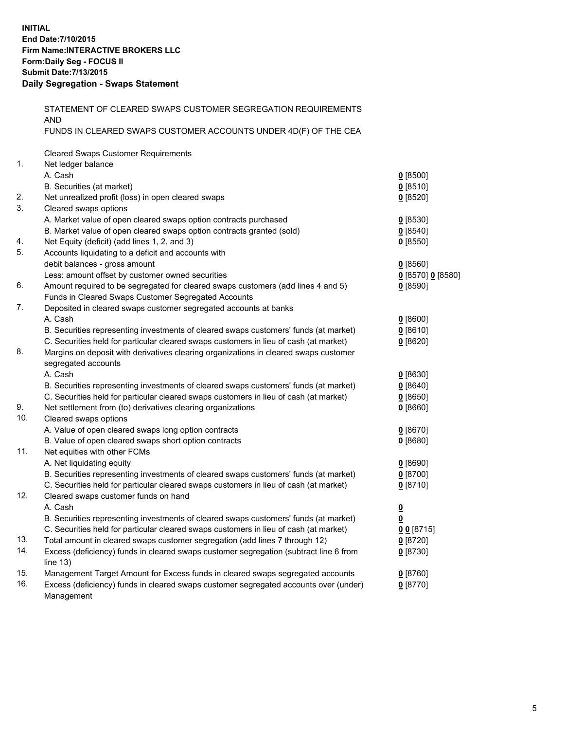**INITIAL**
**End Date:7/10/2015**
**Firm Name:INTERACTIVE BROKERS LLC**
**Form:Daily Seg - FOCUS II**
**Submit Date:7/13/2015**
**Daily Segregation - Swaps Statement**

STATEMENT OF CLEARED SWAPS CUSTOMER SEGREGATION REQUIREMENTS
AND
FUNDS IN CLEARED SWAPS CUSTOMER ACCOUNTS UNDER 4D(F) OF THE CEA

| | | |
|---|---|---|
| | Cleared Swaps Customer Requirements | |
| 1. | Net ledger balance | |
| | A. Cash | 0 [8500] |
| | B. Securities (at market) | 0 [8510] |
| 2. | Net unrealized profit (loss) in open cleared swaps | 0 [8520] |
| 3. | Cleared swaps options | |
| | A. Market value of open cleared swaps option contracts purchased | 0 [8530] |
| | B. Market value of open cleared swaps option contracts granted (sold) | 0 [8540] |
| 4. | Net Equity (deficit) (add lines 1, 2, and 3) | 0 [8550] |
| 5. | Accounts liquidating to a deficit and accounts with | |
| | debit balances - gross amount | 0 [8560] |
| | Less: amount offset by customer owned securities | 0 [8570] 0 [8580] |
| 6. | Amount required to be segregated for cleared swaps customers (add lines 4 and 5) | 0 [8590] |
| | Funds in Cleared Swaps Customer Segregated Accounts | |
| 7. | Deposited in cleared swaps customer segregated accounts at banks | |
| | A. Cash | 0 [8600] |
| | B. Securities representing investments of cleared swaps customers' funds (at market) | 0 [8610] |
| | C. Securities held for particular cleared swaps customers in lieu of cash (at market) | 0 [8620] |
| 8. | Margins on deposit with derivatives clearing organizations in cleared swaps customer segregated accounts | |
| | A. Cash | 0 [8630] |
| | B. Securities representing investments of cleared swaps customers' funds (at market) | 0 [8640] |
| | C. Securities held for particular cleared swaps customers in lieu of cash (at market) | 0 [8650] |
| 9. | Net settlement from (to) derivatives clearing organizations | 0 [8660] |
| 10. | Cleared swaps options | |
| | A. Value of open cleared swaps long option contracts | 0 [8670] |
| | B. Value of open cleared swaps short option contracts | 0 [8680] |
| 11. | Net equities with other FCMs | |
| | A. Net liquidating equity | 0 [8690] |
| | B. Securities representing investments of cleared swaps customers' funds (at market) | 0 [8700] |
| | C. Securities held for particular cleared swaps customers in lieu of cash (at market) | 0 [8710] |
| 12. | Cleared swaps customer funds on hand | |
| | A. Cash | 0 |
| | B. Securities representing investments of cleared swaps customers' funds (at market) | 0 |
| | C. Securities held for particular cleared swaps customers in lieu of cash (at market) | 0 0 [8715] |
| 13. | Total amount in cleared swaps customer segregation (add lines 7 through 12) | 0 [8720] |
| 14. | Excess (deficiency) funds in cleared swaps customer segregation (subtract line 6 from line 13) | 0 [8730] |
| 15. | Management Target Amount for Excess funds in cleared swaps segregated accounts | 0 [8760] |
| 16. | Excess (deficiency) funds in cleared swaps customer segregated accounts over (under) Management | 0 [8770] |